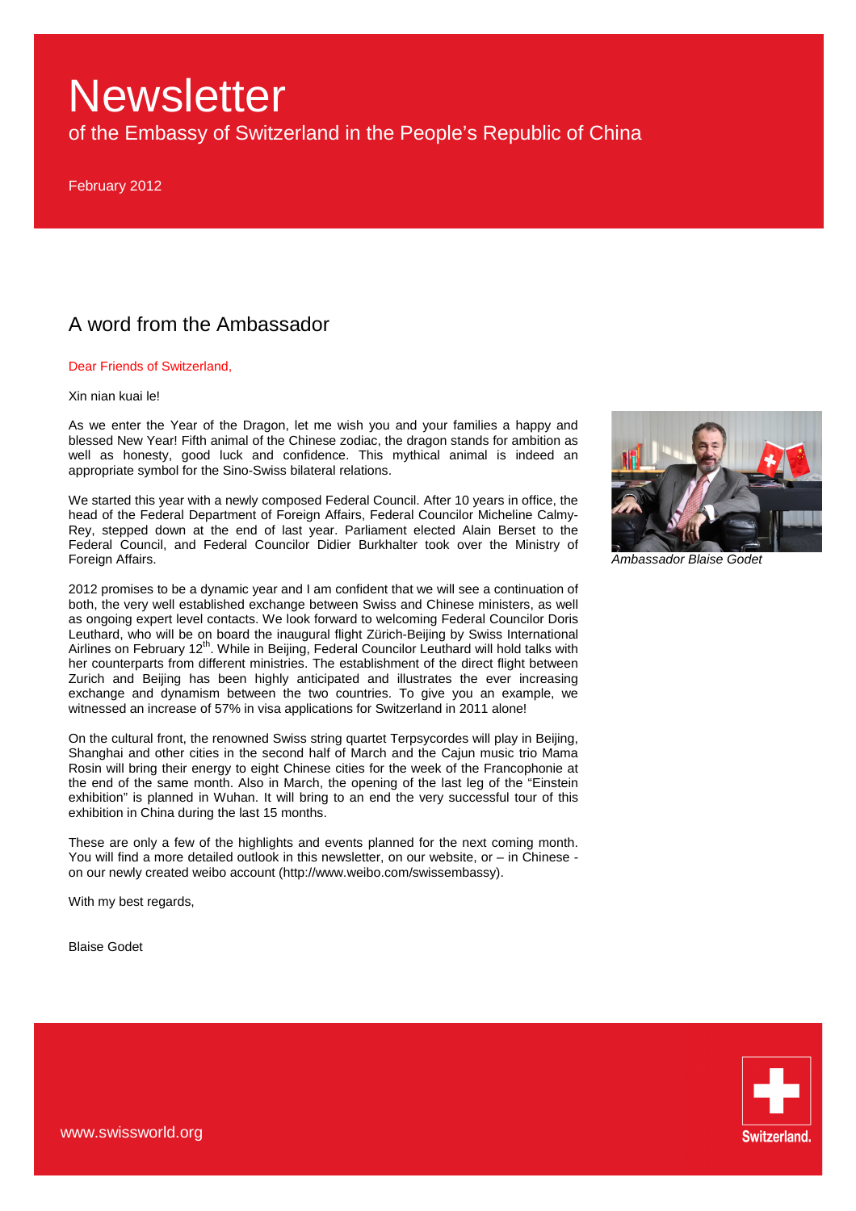# Newsletter

of the Embassy of Switzerland in the People's Republic of China

February 2012

## A word from the Ambassador

Dear Friends of Switzerland,

Xin nian kuai le!

As we enter the Year of the Dragon, let me wish you and your families a happy and blessed New Year! Fifth animal of the Chinese zodiac, the dragon stands for ambition as well as honesty, good luck and confidence. This mythical animal is indeed an appropriate symbol for the Sino-Swiss bilateral relations.

We started this year with a newly composed Federal Council. After 10 years in office, the head of the Federal Department of Foreign Affairs, Federal Councilor Micheline Calmy-Rey, stepped down at the end of last year. Parliament elected Alain Berset to the Federal Council, and Federal Councilor Didier Burkhalter took over the Ministry of Foreign Affairs.

*Ambassador Blaise Godet*

2012 promises to be a dynamic year and I am confident that we will see a continuation of both, the very well established exchange between Swiss and Chinese ministers, as well as ongoing expert level contacts. We look forward to welcoming Federal Councilor Doris Leuthard, who will be on board the inaugural flight Zürich-Beijing by Swiss International Airlines on February 12th. While in Beijing, Federal Councilor Leuthard will hold talks with her counterparts from different ministries. The establishment of the direct flight between Zurich and Beijing has been highly anticipated and illustrates the ever increasing exchange and dynamism between the two countries. To give you an example, we witnessed an increase of 57% in visa applications for Switzerland in 2011 alone!

On the cultural front, the renowned Swiss string quartet Terpsycordes will play in Beijing, Shanghai and other cities in the second half of March and the Cajun music trio Mama Rosin will bring their energy to eight Chinese cities for the week of the Francophonie at the end of the same month. Also in March, the opening of the last leg of the "Einstein exhibition" is planned in Wuhan. It will bring to an end the very successful tour of this exhibition in China during the last 15 months.

These are only a few of the highlights and events planned for the next coming month. You will find a more detailed outlook in this newsletter, on our website, or – in Chinese - on our newly created weibo account (http://www.weibo.com/swissembassy).

With my best regards,

Blaise Godet

www.swissworld.org

Switzerland.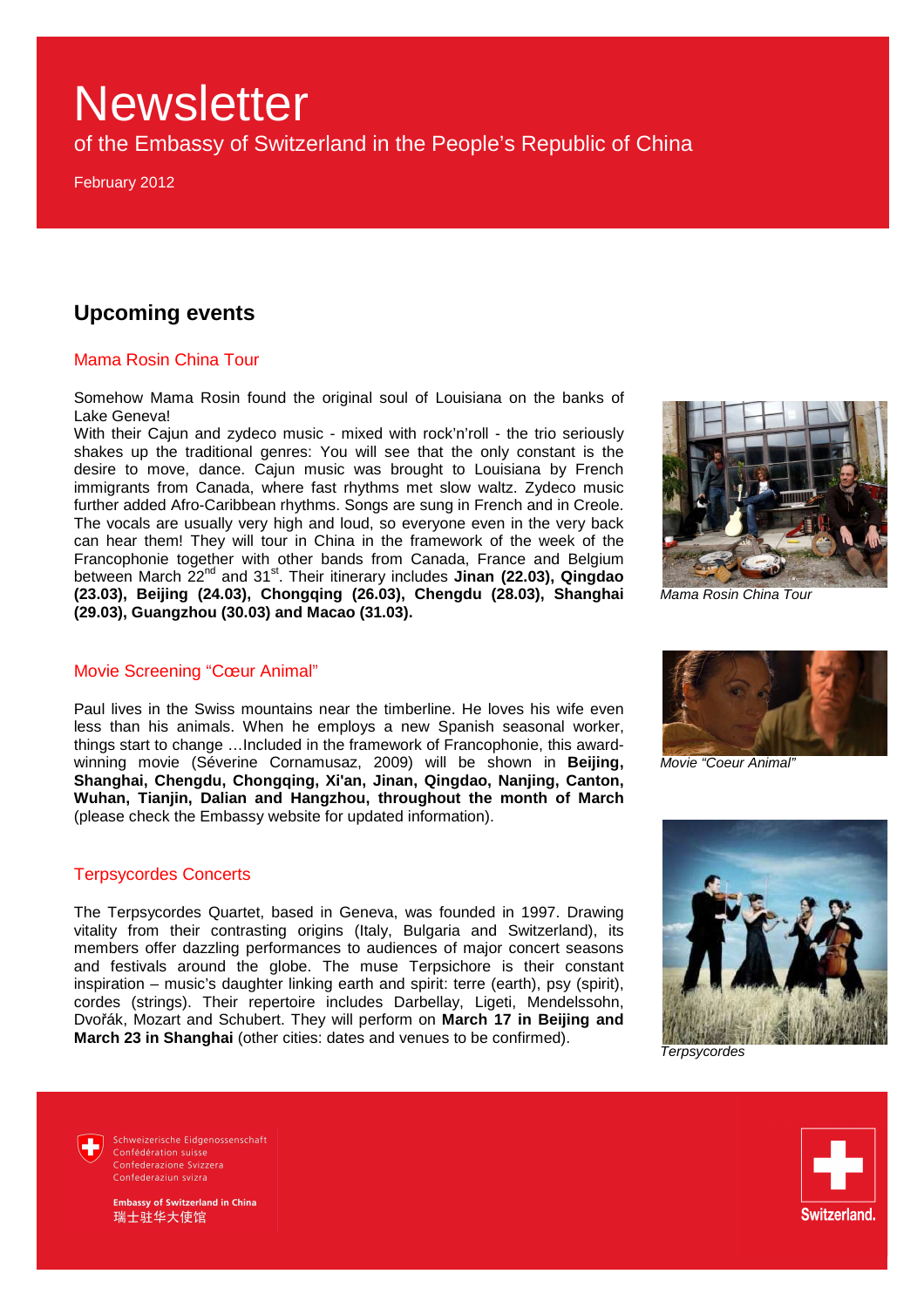# Newsletter

of the Embassy of Switzerland in the People's Republic of China

February 2012

## Upcoming events

### Mama Rosin China Tour

Somehow Mama Rosin found the original soul of Louisiana on the banks of Lake Geneva!

With their Cajun and zydeco music - mixed with rock'n'roll - the trio seriously shakes up the traditional genres: You will see that the only constant is the desire to move, dance. Cajun music was brought to Louisiana by French immigrants from Canada, where fast rhythms met slow waltz. Zydeco music further added Afro-Caribbean rhythms. Songs are sung in French and in Creole. The vocals are usually very high and loud, so everyone even in the very back can hear them! They will tour in China in the framework of the week of the Francophonie together with other bands from Canada, France and Belgium between March 22nd and 31st. Their itinerary includes **Jinan (22.03), Qingdao (23.03), Beijing (24.03), Chongqing (26.03), Chengdu (28.03), Shanghai (29.03), Guangzhou (30.03) and Macao (31.03).**

*Mama Rosin China Tour*

### Movie Screening "Cœur Animal"

Paul lives in the Swiss mountains near the timberline. He loves his wife even less than his animals. When he employs a new Spanish seasonal worker, things start to change …Included in the framework of Francophonie, this award-winning movie (Séverine Cornamusaz, 2009) will be shown in **Beijing, Shanghai, Chengdu, Chongqing, Xi'an, Jinan, Qingdao, Nanjing, Canton, Wuhan, Tianjin, Dalian and Hangzhou, throughout the month of March** (please check the Embassy website for updated information).

*Movie "Coeur Animal"*

### Terpsycordes Concerts

The Terpsycordes Quartet, based in Geneva, was founded in 1997. Drawing vitality from their contrasting origins (Italy, Bulgaria and Switzerland), its members offer dazzling performances to audiences of major concert seasons and festivals around the globe. The muse Terpsichore is their constant inspiration – music's daughter linking earth and spirit: terre (earth), psy (spirit), cordes (strings). Their repertoire includes Darbellay, Ligeti, Mendelssohn, Dvořák, Mozart and Schubert. They will perform on **March 17 in Beijing and March 23 in Shanghai** (other cities: dates and venues to be confirmed).

*Terpsycordes*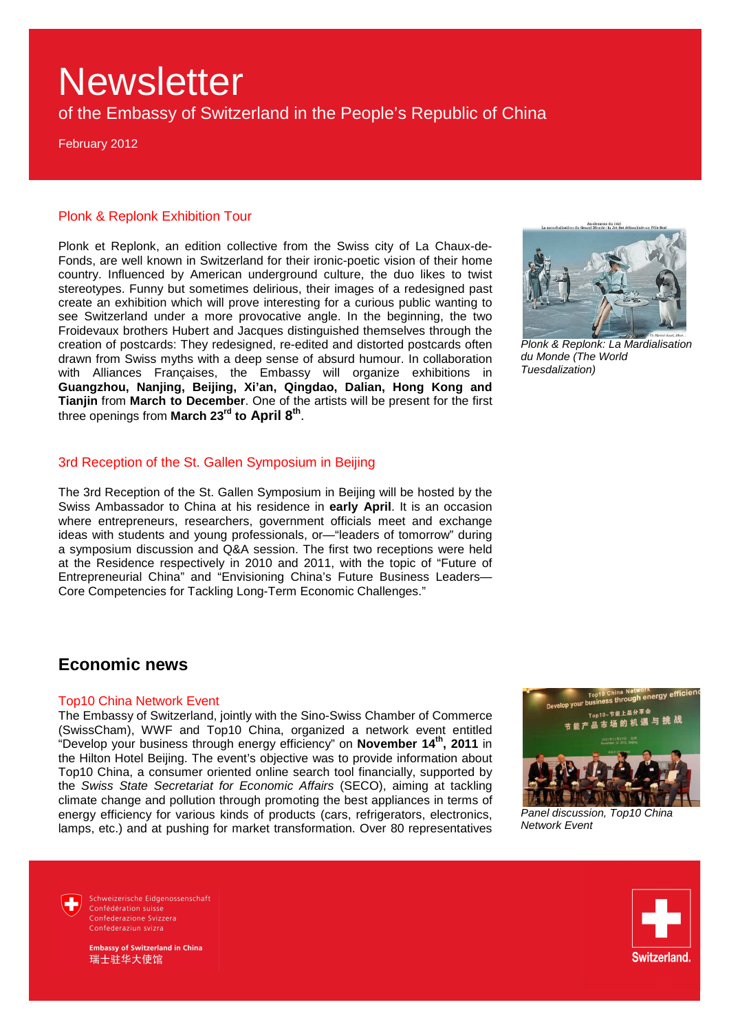# Newsletter

of the Embassy of Switzerland in the People's Republic of China

February 2012

## Plonk & Replonk Exhibition Tour

Plonk et Replonk, an edition collective from the Swiss city of La Chaux-de-Fonds, are well known in Switzerland for their ironic-poetic vision of their home country. Influenced by American underground culture, the duo likes to twist stereotypes. Funny but sometimes delirious, their images of a redesigned past create an exhibition which will prove interesting for a curious public wanting to see Switzerland under a more provocative angle. In the beginning, the two Froidevaux brothers Hubert and Jacques distinguished themselves through the creation of postcards: They redesigned, re-edited and distorted postcards often drawn from Swiss myths with a deep sense of absurd humour. In collaboration with Alliances Françaises, the Embassy will organize exhibitions in **Guangzhou, Nanjing, Beijing, Xi'an, Qingdao, Dalian, Hong Kong and Tianjin** from **March to December**. One of the artists will be present for the first three openings from **March 23rd to April 8th**.

*Plonk & Replonk: La Mardialisation du Monde (The World Tuesdalization)*

## 3rd Reception of the St. Gallen Symposium in Beijing

The 3rd Reception of the St. Gallen Symposium in Beijing will be hosted by the Swiss Ambassador to China at his residence in **early April**. It is an occasion where entrepreneurs, researchers, government officials meet and exchange ideas with students and young professionals, or—"leaders of tomorrow" during a symposium discussion and Q&A session. The first two receptions were held at the Residence respectively in 2010 and 2011, with the topic of "Future of Entrepreneurial China" and "Envisioning China's Future Business Leaders—Core Competencies for Tackling Long-Term Economic Challenges."

# Economic news

## Top10 China Network Event

The Embassy of Switzerland, jointly with the Sino-Swiss Chamber of Commerce (SwissCham), WWF and Top10 China, organized a network event entitled "Develop your business through energy efficiency" on **November 14th, 2011** in the Hilton Hotel Beijing. The event's objective was to provide information about Top10 China, a consumer oriented online search tool financially, supported by the *Swiss State Secretariat for Economic Affairs* (SECO), aiming at tackling climate change and pollution through promoting the best appliances in terms of energy efficiency for various kinds of products (cars, refrigerators, electronics, lamps, etc.) and at pushing for market transformation. Over 80 representatives

*Panel discussion, Top10 China Network Event*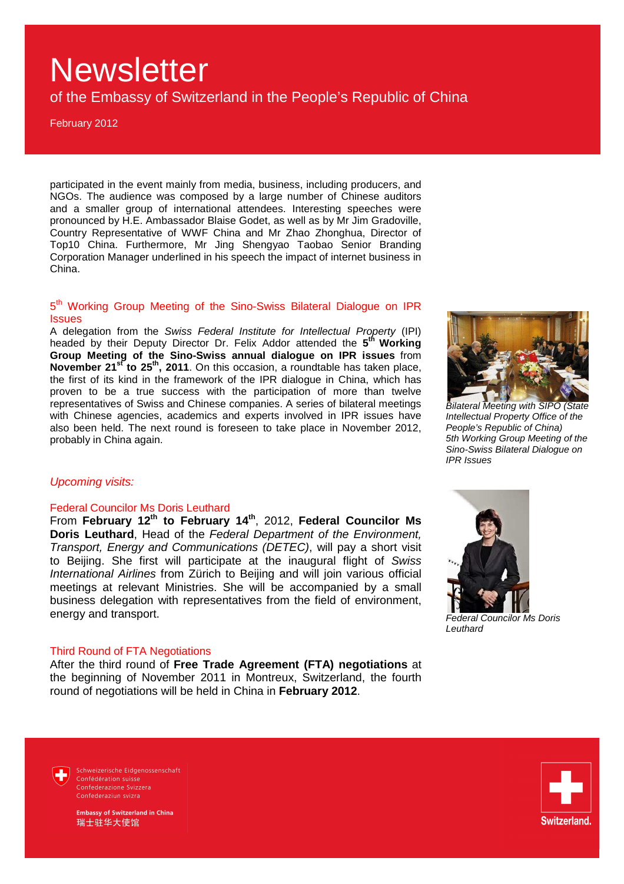participated in the event mainly from media, business, including producers, and NGOs. The audience was composed by a large number of Chinese auditors and a smaller group of international attendees. Interesting speeches were pronounced by H.E. Ambassador Blaise Godet, as well as by Mr Jim Gradoville, Country Representative of WWF China and Mr Zhao Zhonghua, Director of Top10 China. Furthermore, Mr Jing Shengyao Taobao Senior Branding Corporation Manager underlined in his speech the impact of internet business in China.

### 5th Working Group Meeting of the Sino-Swiss Bilateral Dialogue on IPR Issues

A delegation from the *Swiss Federal Institute for Intellectual Property* (IPI) headed by their Deputy Director Dr. Felix Addor attended the **5th Working Group Meeting of the Sino-Swiss annual dialogue on IPR issues** from **November 21st to 25th, 2011**. On this occasion, a roundtable has taken place, the first of its kind in the framework of the IPR dialogue in China, which has proven to be a true success with the participation of more than twelve representatives of Swiss and Chinese companies. A series of bilateral meetings with Chinese agencies, academics and experts involved in IPR issues have also been held. The next round is foreseen to take place in November 2012, probably in China again.

*Bilateral Meeting with SIPO (State Intellectual Property Office of the People's Republic of China)*
*5th Working Group Meeting of the Sino-Swiss Bilateral Dialogue on IPR Issues*

## *Upcoming visits:*

### Federal Councilor Ms Doris Leuthard

From **February 12th to February 14th**, 2012, **Federal Councilor Ms Doris Leuthard**, Head of the *Federal Department of the Environment, Transport, Energy and Communications (DETEC)*, will pay a short visit to Beijing. She first will participate at the inaugural flight of *Swiss International Airlines* from Zürich to Beijing and will join various official meetings at relevant Ministries. She will be accompanied by a small business delegation with representatives from the field of environment, energy and transport.

*Federal Councilor Ms Doris Leuthard*

### Third Round of FTA Negotiations

After the third round of **Free Trade Agreement (FTA) negotiations** at the beginning of November 2011 in Montreux, Switzerland, the fourth round of negotiations will be held in China in **February 2012**.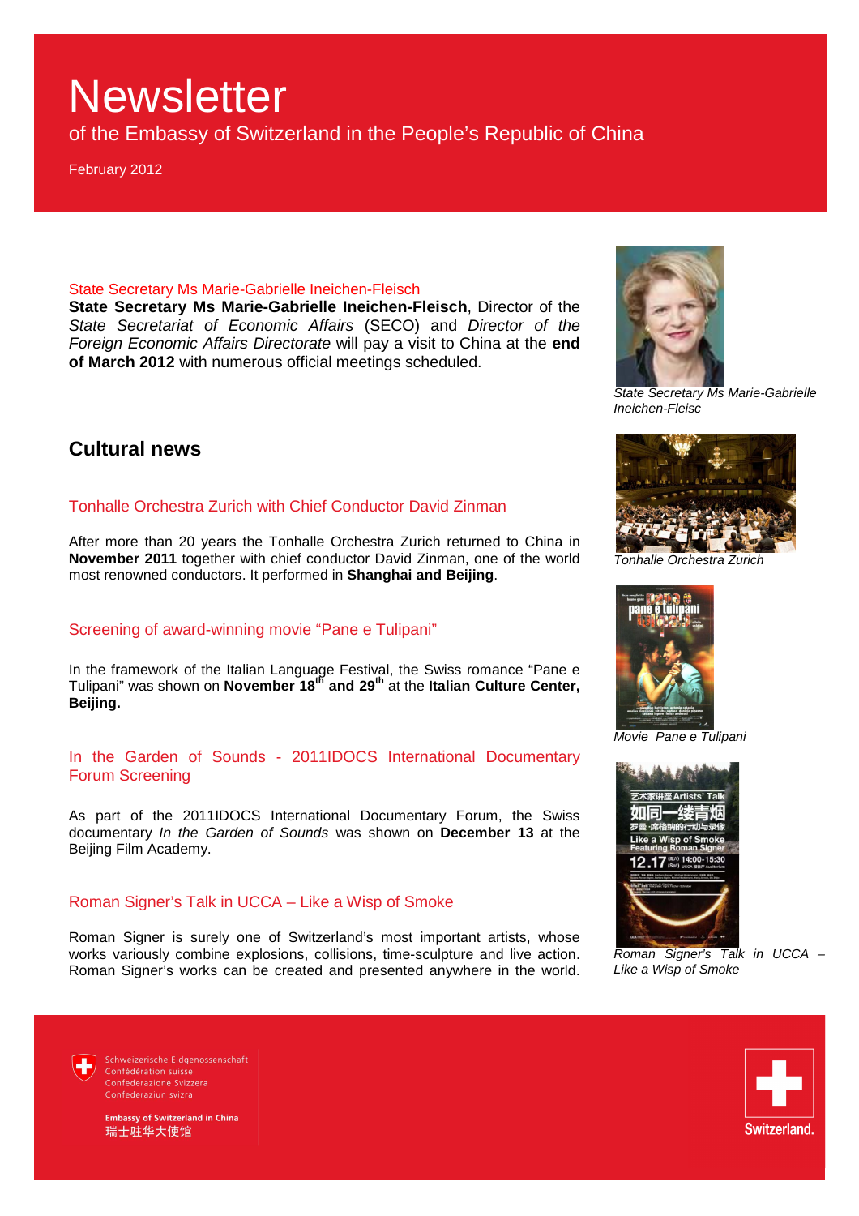# Newsletter

of the Embassy of Switzerland in the People's Republic of China

February 2012

### State Secretary Ms Marie-Gabrielle Ineichen-Fleisch

**State Secretary Ms Marie-Gabrielle Ineichen-Fleisch**, Director of the *State Secretariat of Economic Affairs* (SECO) and *Director of the Foreign Economic Affairs Directorate* will pay a visit to China at the **end of March 2012** with numerous official meetings scheduled.

*State Secretary Ms Marie-Gabrielle Ineichen-Fleisc*

## Cultural news

### Tonhalle Orchestra Zurich with Chief Conductor David Zinman

After more than 20 years the Tonhalle Orchestra Zurich returned to China in **November 2011** together with chief conductor David Zinman, one of the world most renowned conductors. It performed in **Shanghai and Beijing**.

*Tonhalle Orchestra Zurich*

### Screening of award-winning movie "Pane e Tulipani"

In the framework of the Italian Language Festival, the Swiss romance "Pane e Tulipani" was shown on **November 18th and 29th** at the **Italian Culture Center, Beijing.**

*Movie Pane e Tulipani*

### In the Garden of Sounds - 2011IDOCS International Documentary Forum Screening

As part of the 2011IDOCS International Documentary Forum, the Swiss documentary *In the Garden of Sounds* was shown on **December 13** at the Beijing Film Academy.

### Roman Signer's Talk in UCCA – Like a Wisp of Smoke

Roman Signer is surely one of Switzerland's most important artists, whose works variously combine explosions, collisions, time-sculpture and live action. Roman Signer's works can be created and presented anywhere in the world.

*Roman Signer's Talk in UCCA – Like a Wisp of Smoke*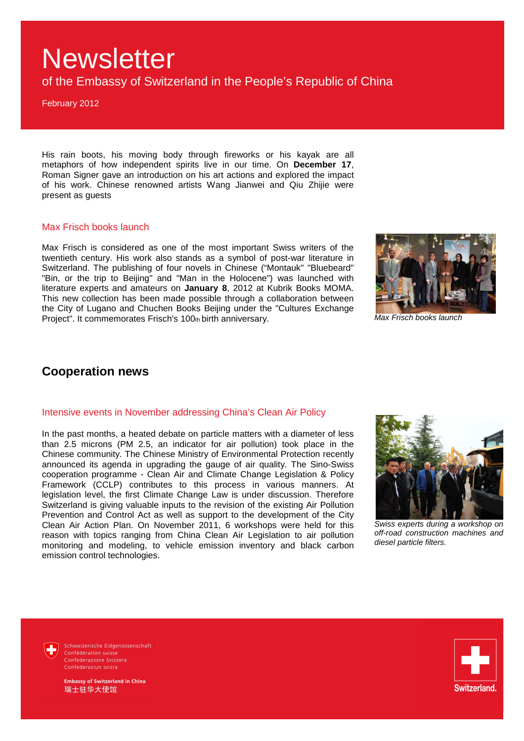# Newsletter

of the Embassy of Switzerland in the People's Republic of China

February 2012

His rain boots, his moving body through fireworks or his kayak are all metaphors of how independent spirits live in our time. On **December 17**, Roman Signer gave an introduction on his art actions and explored the impact of his work. Chinese renowned artists Wang Jianwei and Qiu Zhijie were present as guests

### Max Frisch books launch

Max Frisch is considered as one of the most important Swiss writers of the twentieth century. His work also stands as a symbol of post-war literature in Switzerland. The publishing of four novels in Chinese ("Montauk" "Bluebeard" "Bin, or the trip to Beijing" and "Man in the Holocene") was launched with literature experts and amateurs on **January 8**, 2012 at Kubrik Books MOMA. This new collection has been made possible through a collaboration between the City of Lugano and Chuchen Books Beijing under the "Cultures Exchange Project". It commemorates Frisch's 100th birth anniversary.

*Max Frisch books launch*

## Cooperation news

### Intensive events in November addressing China's Clean Air Policy

In the past months, a heated debate on particle matters with a diameter of less than 2.5 microns (PM 2.5, an indicator for air pollution) took place in the Chinese community. The Chinese Ministry of Environmental Protection recently announced its agenda in upgrading the gauge of air quality. The Sino-Swiss cooperation programme - Clean Air and Climate Change Legislation & Policy Framework (CCLP) contributes to this process in various manners. At legislation level, the first Climate Change Law is under discussion. Therefore Switzerland is giving valuable inputs to the revision of the existing Air Pollution Prevention and Control Act as well as support to the development of the City Clean Air Action Plan. On November 2011, 6 workshops were held for this reason with topics ranging from China Clean Air Legislation to air pollution monitoring and modeling, to vehicle emission inventory and black carbon emission control technologies.

*Swiss experts during a workshop on off-road construction machines and diesel particle filters.*

Schweizerische Eidgenossenschaft
Confédération suisse
Confederazione Svizzera
Confederaziun svizra

**Embassy of Switzerland in China**
瑞士驻华大使馆

Switzerland.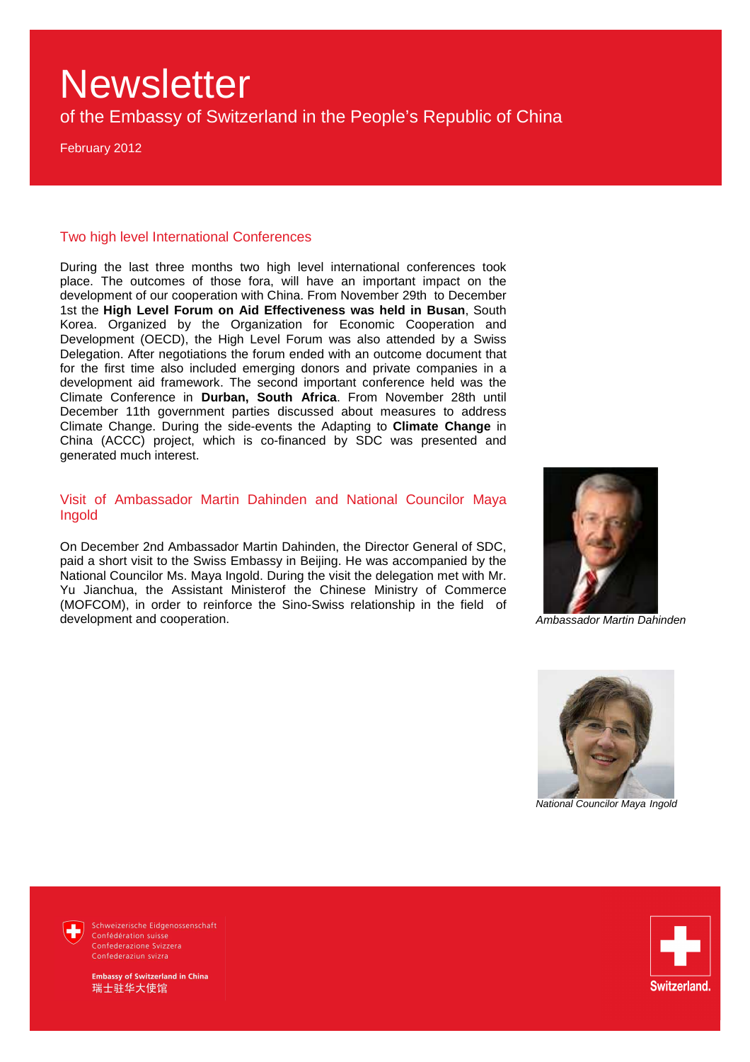# Newsletter

of the Embassy of Switzerland in the People's Republic of China

February 2012

## Two high level International Conferences

During the last three months two high level international conferences took place. The outcomes of those fora, will have an important impact on the development of our cooperation with China. From November 29th to December 1st the **High Level Forum on Aid Effectiveness was held in Busan**, South Korea. Organized by the Organization for Economic Cooperation and Development (OECD), the High Level Forum was also attended by a Swiss Delegation. After negotiations the forum ended with an outcome document that for the first time also included emerging donors and private companies in a development aid framework. The second important conference held was the Climate Conference in **Durban, South Africa**. From November 28th until December 11th government parties discussed about measures to address Climate Change. During the side-events the Adapting to **Climate Change** in China (ACCC) project, which is co-financed by SDC was presented and generated much interest.

## Visit of Ambassador Martin Dahinden and National Councilor Maya Ingold

On December 2nd Ambassador Martin Dahinden, the Director General of SDC, paid a short visit to the Swiss Embassy in Beijing. He was accompanied by the National Councilor Ms. Maya Ingold. During the visit the delegation met with Mr. Yu Jianchua, the Assistant Ministerof the Chinese Ministry of Commerce (MOFCOM), in order to reinforce the Sino-Swiss relationship in the field of development and cooperation.

*Ambassador Martin Dahinden*

*National Councilor Maya Ingold*

Schweizerische Eidgenossenschaft
Confédération suisse
Confederazione Svizzera
Confederaziun svizra

**Embassy of Switzerland in China**
瑞士驻华大使馆

Switzerland.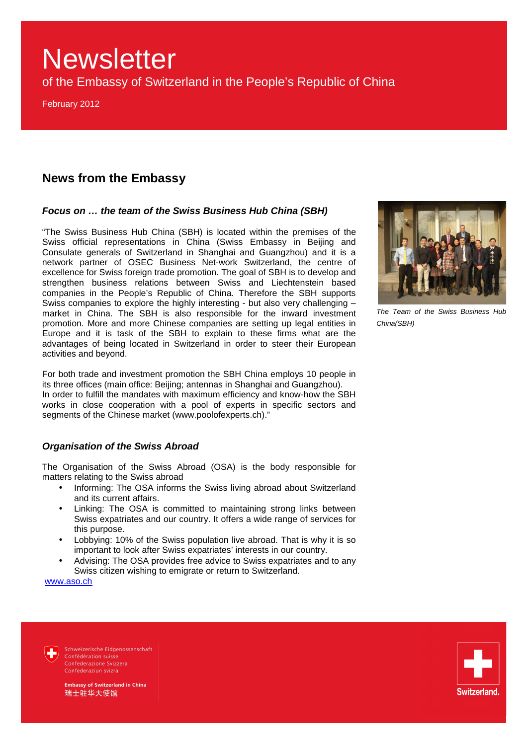# Newsletter

of the Embassy of Switzerland in the People's Republic of China

February 2012

## News from the Embassy

### *Focus on … the team of the Swiss Business Hub China (SBH)*

"The Swiss Business Hub China (SBH) is located within the premises of the Swiss official representations in China (Swiss Embassy in Beijing and Consulate generals of Switzerland in Shanghai and Guangzhou) and it is a network partner of OSEC Business Net-work Switzerland, the centre of excellence for Swiss foreign trade promotion. The goal of SBH is to develop and strengthen business relations between Swiss and Liechtenstein based companies in the People's Republic of China. Therefore the SBH supports Swiss companies to explore the highly interesting - but also very challenging – market in China. The SBH is also responsible for the inward investment promotion. More and more Chinese companies are setting up legal entities in Europe and it is task of the SBH to explain to these firms what are the advantages of being located in Switzerland in order to steer their European activities and beyond.

*The Team of the Swiss Business Hub China(SBH)*

For both trade and investment promotion the SBH China employs 10 people in its three offices (main office: Beijing; antennas in Shanghai and Guangzhou).
In order to fulfill the mandates with maximum efficiency and know-how the SBH works in close cooperation with a pool of experts in specific sectors and segments of the Chinese market (www.poolofexperts.ch)."

### *Organisation of the Swiss Abroad*

The Organisation of the Swiss Abroad (OSA) is the body responsible for matters relating to the Swiss abroad

- Informing: The OSA informs the Swiss living abroad about Switzerland and its current affairs.
- Linking: The OSA is committed to maintaining strong links between Swiss expatriates and our country. It offers a wide range of services for this purpose.
- Lobbying: 10% of the Swiss population live abroad. That is why it is so important to look after Swiss expatriates' interests in our country.
- Advising: The OSA provides free advice to Swiss expatriates and to any Swiss citizen wishing to emigrate or return to Switzerland.

www.aso.ch

Schweizerische Eidgenossenschaft
Confédération suisse
Confederazione Svizzera
Confederaziun svizra

**Embassy of Switzerland in China**
瑞士驻华大使馆

Switzerland.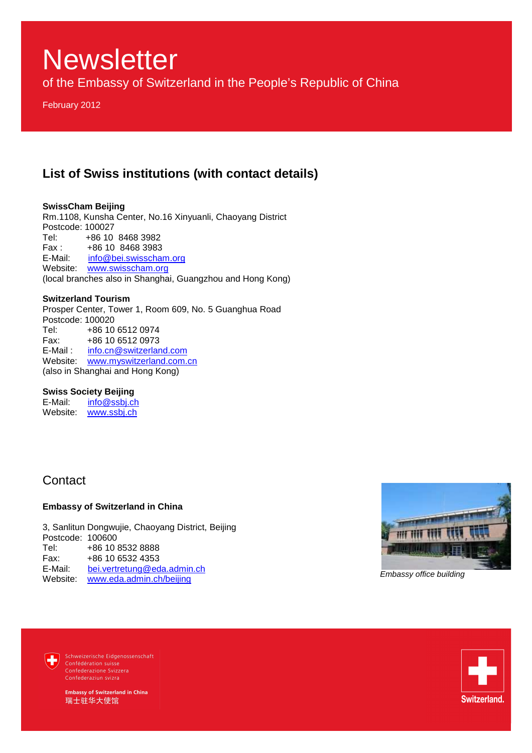# Newsletter

of the Embassy of Switzerland in the People's Republic of China

February 2012

## List of Swiss institutions (with contact details)

**SwissCham Beijing**
Rm.1108, Kunsha Center, No.16 Xinyuanli, Chaoyang District
Postcode: 100027
Tel: +86 10 8468 3982
Fax : +86 10 8468 3983
E-Mail: info@bei.swisscham.org
Website: www.swisscham.org
(local branches also in Shanghai, Guangzhou and Hong Kong)

**Switzerland Tourism**
Prosper Center, Tower 1, Room 609, No. 5 Guanghua Road
Postcode: 100020
Tel: +86 10 6512 0974
Fax: +86 10 6512 0973
E-Mail : info.cn@switzerland.com
Website: www.myswitzerland.com.cn
(also in Shanghai and Hong Kong)

**Swiss Society Beijing**
E-Mail: info@ssbj.ch
Website: www.ssbj.ch

## Contact

**Embassy of Switzerland in China**

3, Sanlitun Dongwujie, Chaoyang District, Beijing
Postcode: 100600
Tel: +86 10 8532 8888
Fax: +86 10 6532 4353
E-Mail: bei.vertretung@eda.admin.ch
Website: www.eda.admin.ch/beijing

*Embassy office building*

Schweizerische Eidgenossenschaft
Confédération suisse
Confederazione Svizzera
Confederaziun svizra

**Embassy of Switzerland in China**
瑞士驻华大使馆

Switzerland.